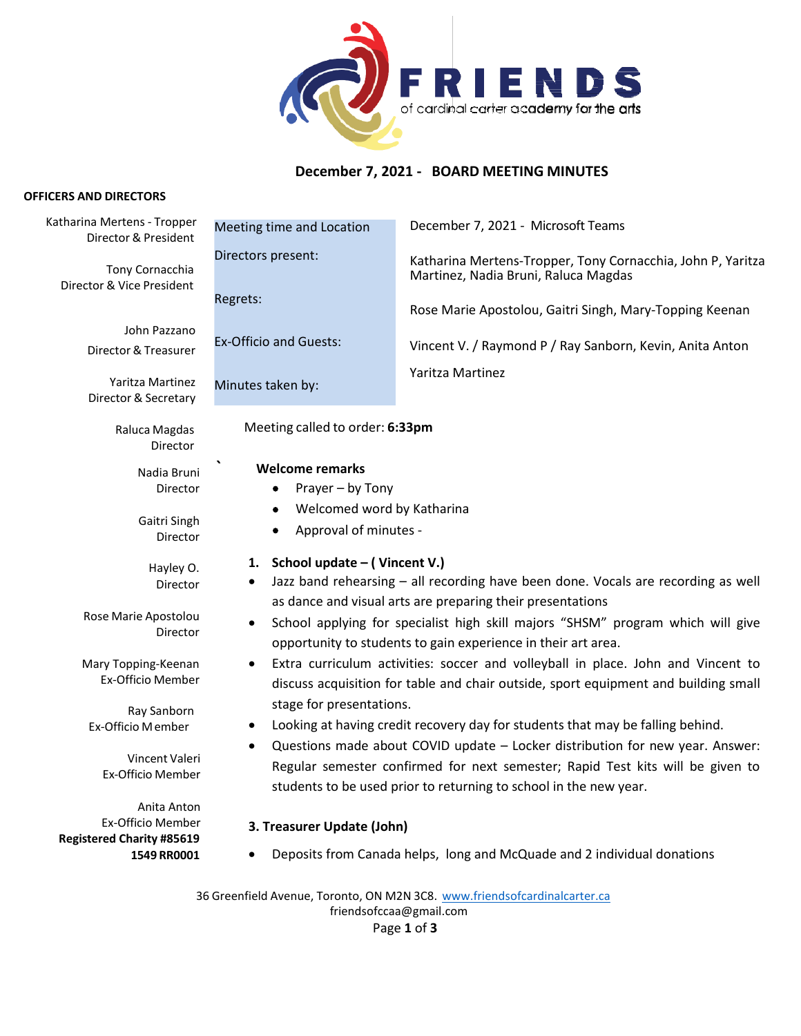FRIENDS of cardinal carter academy for the arts

# December 7, 2021 - BOARD MEETING MINUTES

**OFFICERS AND DIRECTORS**

Katharina Mertens - Tropper
Director & President

Tony Cornacchia
Director & Vice President

John Pazzano
Director & Treasurer

Yaritza Martinez
Director & Secretary

Raluca Magdas
Director

Nadia Bruni
Director

Gaitri Singh
Director

Hayley O.
Director

Rose Marie Apostolou
Director

Mary Topping-Keenan
Ex-Officio Member

Ray Sanborn
Ex-Officio Member

Vincent Valeri
Ex-Officio Member

Anita Anton
Ex-Officio Member

**Registered Charity #85619 1549 RR0001**

| | |
|---|---|
| Meeting time and Location | December 7, 2021 - Microsoft Teams |
| Directors present: | Katharina Mertens-Tropper, Tony Cornacchia, John P, Yaritza Martinez, Nadia Bruni, Raluca Magdas |
| Regrets: | Rose Marie Apostolou, Gaitri Singh, Mary-Topping Keenan |
| Ex-Officio and Guests: | Vincent V. / Raymond P / Ray Sanborn, Kevin, Anita Anton |
| Minutes taken by: | Yaritza Martinez |

Meeting called to order: **6:33pm**

**Welcome remarks**

- Prayer – by Tony
- Welcomed word by Katharina
- Approval of minutes -

**1. School update – ( Vincent V.)**

- Jazz band rehearsing – all recording have been done. Vocals are recording as well as dance and visual arts are preparing their presentations
- School applying for specialist high skill majors "SHSM" program which will give opportunity to students to gain experience in their art area.
- Extra curriculum activities: soccer and volleyball in place. John and Vincent to discuss acquisition for table and chair outside, sport equipment and building small stage for presentations.
- Looking at having credit recovery day for students that may be falling behind.
- Questions made about COVID update – Locker distribution for new year. Answer: Regular semester confirmed for next semester; Rapid Test kits will be given to students to be used prior to returning to school in the new year.

**3. Treasurer Update (John)**

- Deposits from Canada helps, long and McQuade and 2 individual donations

36 Greenfield Avenue, Toronto, ON M2N 3C8. www.friendsofcardinalcarter.ca
friendsofccaa@gmail.com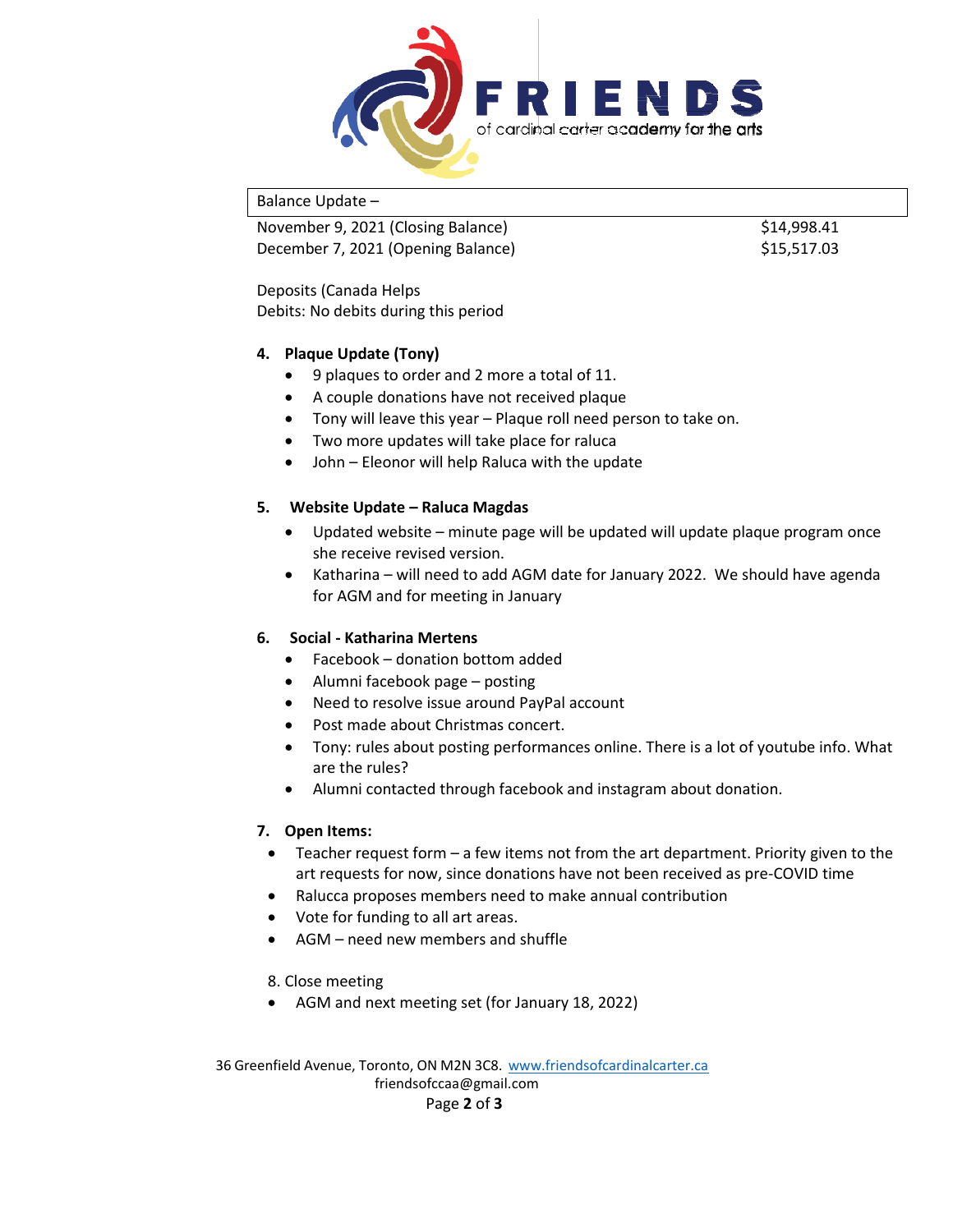FRIENDS of cardinal carter academy for the arts

| Balance Update – | |
|---|---|
| November 9, 2021 (Closing Balance) | $14,998.41 |
| December 7, 2021 (Opening Balance) | $15,517.03 |

Deposits (Canada Helps
Debits: No debits during this period

**4. Plaque Update (Tony)**

- 9 plaques to order and 2 more a total of 11.
- A couple donations have not received plaque
- Tony will leave this year – Plaque roll need person to take on.
- Two more updates will take place for raluca
- John – Eleonor will help Raluca with the update

**5. Website Update – Raluca Magdas**

- Updated website – minute page will be updated will update plaque program once she receive revised version.
- Katharina – will need to add AGM date for January 2022. We should have agenda for AGM and for meeting in January

**6. Social - Katharina Mertens**

- Facebook – donation bottom added
- Alumni facebook page – posting
- Need to resolve issue around PayPal account
- Post made about Christmas concert.
- Tony: rules about posting performances online. There is a lot of youtube info. What are the rules?
- Alumni contacted through facebook and instagram about donation.

**7. Open Items:**

- Teacher request form – a few items not from the art department. Priority given to the art requests for now, since donations have not been received as pre-COVID time
- Ralucca proposes members need to make annual contribution
- Vote for funding to all art areas.
- AGM – need new members and shuffle

8. Close meeting

- AGM and next meeting set (for January 18, 2022)

36 Greenfield Avenue, Toronto, ON M2N 3C8. www.friendsofcardinalcarter.ca
friendsofccaa@gmail.com